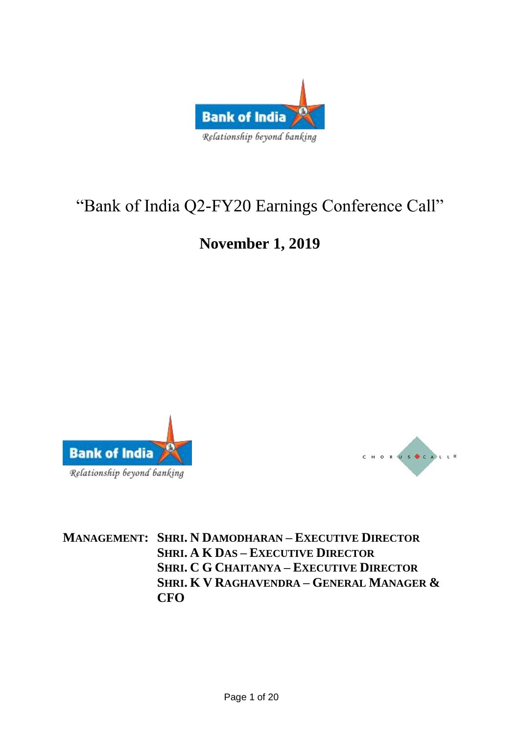# "Bank of India Q2-FY20 Earnings Conference Call"

## November 1, 2019

**MANAGEMENT:** **SHRI. N DAMODHARAN – EXECUTIVE DIRECTOR**
**SHRI. A K DAS – EXECUTIVE DIRECTOR**
**SHRI. C G CHAITANYA – EXECUTIVE DIRECTOR**
**SHRI. K V RAGHAVENDRA – GENERAL MANAGER & CFO**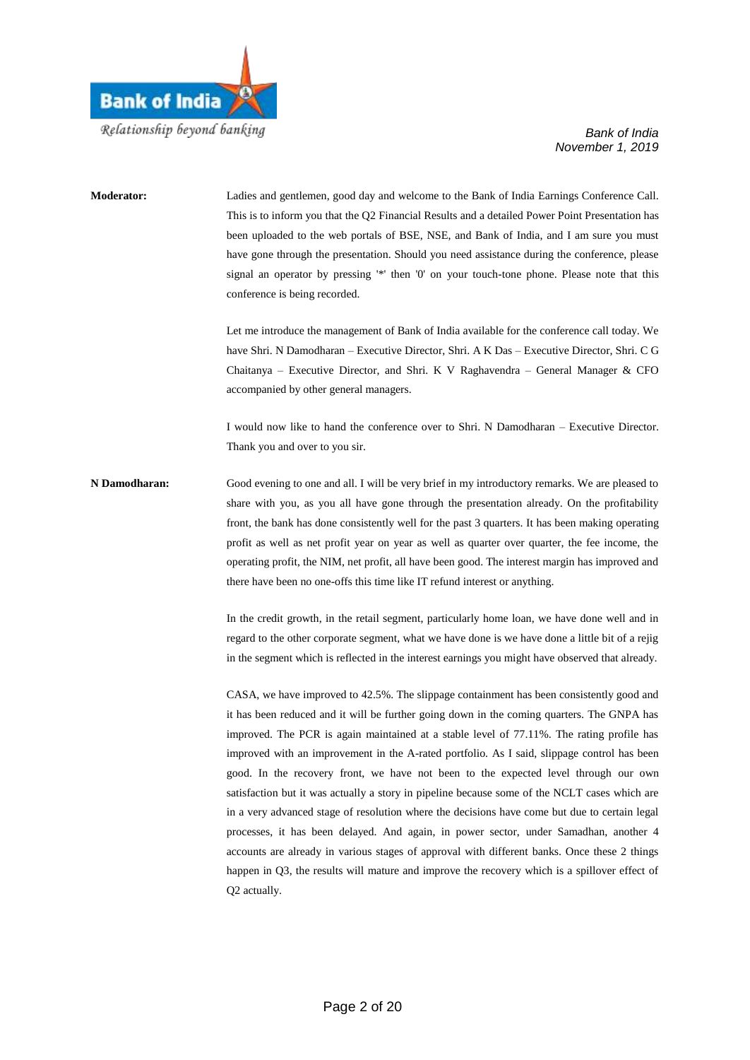**Moderator:** Ladies and gentlemen, good day and welcome to the Bank of India Earnings Conference Call. This is to inform you that the Q2 Financial Results and a detailed Power Point Presentation has been uploaded to the web portals of BSE, NSE, and Bank of India, and I am sure you must have gone through the presentation. Should you need assistance during the conference, please signal an operator by pressing '*' then '0' on your touch-tone phone. Please note that this conference is being recorded.

Let me introduce the management of Bank of India available for the conference call today. We have Shri. N Damodharan – Executive Director, Shri. A K Das – Executive Director, Shri. C G Chaitanya – Executive Director, and Shri. K V Raghavendra – General Manager & CFO accompanied by other general managers.

I would now like to hand the conference over to Shri. N Damodharan – Executive Director. Thank you and over to you sir.

**N Damodharan:** Good evening to one and all. I will be very brief in my introductory remarks. We are pleased to share with you, as you all have gone through the presentation already. On the profitability front, the bank has done consistently well for the past 3 quarters. It has been making operating profit as well as net profit year on year as well as quarter over quarter, the fee income, the operating profit, the NIM, net profit, all have been good. The interest margin has improved and there have been no one-offs this time like IT refund interest or anything.

In the credit growth, in the retail segment, particularly home loan, we have done well and in regard to the other corporate segment, what we have done is we have done a little bit of a rejig in the segment which is reflected in the interest earnings you might have observed that already.

CASA, we have improved to 42.5%. The slippage containment has been consistently good and it has been reduced and it will be further going down in the coming quarters. The GNPA has improved. The PCR is again maintained at a stable level of 77.11%. The rating profile has improved with an improvement in the A-rated portfolio. As I said, slippage control has been good. In the recovery front, we have not been to the expected level through our own satisfaction but it was actually a story in pipeline because some of the NCLT cases which are in a very advanced stage of resolution where the decisions have come but due to certain legal processes, it has been delayed. And again, in power sector, under Samadhan, another 4 accounts are already in various stages of approval with different banks. Once these 2 things happen in Q3, the results will mature and improve the recovery which is a spillover effect of Q2 actually.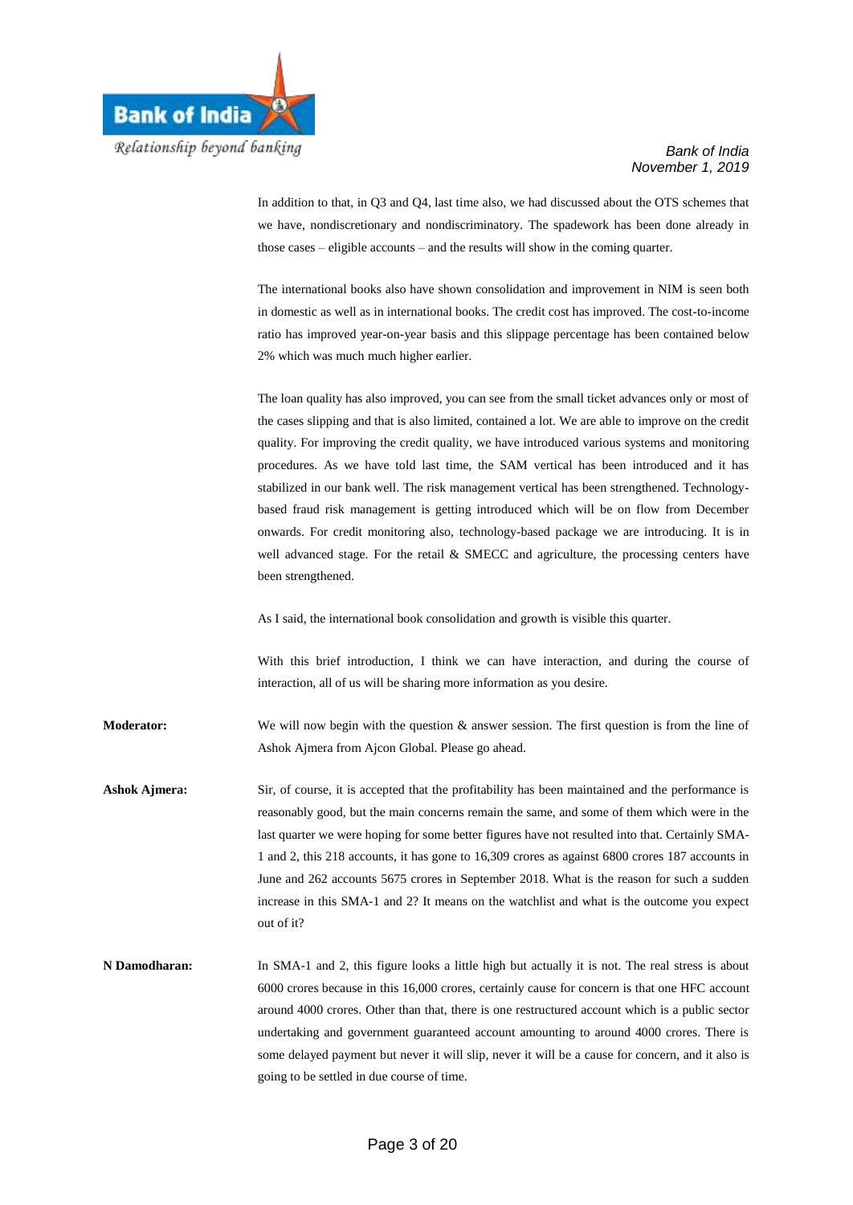In addition to that, in Q3 and Q4, last time also, we had discussed about the OTS schemes that we have, nondiscretionary and nondiscriminatory. The spadework has been done already in those cases – eligible accounts – and the results will show in the coming quarter.

The international books also have shown consolidation and improvement in NIM is seen both in domestic as well as in international books. The credit cost has improved. The cost-to-income ratio has improved year-on-year basis and this slippage percentage has been contained below 2% which was much much higher earlier.

The loan quality has also improved, you can see from the small ticket advances only or most of the cases slipping and that is also limited, contained a lot. We are able to improve on the credit quality. For improving the credit quality, we have introduced various systems and monitoring procedures. As we have told last time, the SAM vertical has been introduced and it has stabilized in our bank well. The risk management vertical has been strengthened. Technology-based fraud risk management is getting introduced which will be on flow from December onwards. For credit monitoring also, technology-based package we are introducing. It is in well advanced stage. For the retail & SMECC and agriculture, the processing centers have been strengthened.

As I said, the international book consolidation and growth is visible this quarter.

With this brief introduction, I think we can have interaction, and during the course of interaction, all of us will be sharing more information as you desire.

**Moderator:** We will now begin with the question & answer session. The first question is from the line of Ashok Ajmera from Ajcon Global. Please go ahead.

**Ashok Ajmera:** Sir, of course, it is accepted that the profitability has been maintained and the performance is reasonably good, but the main concerns remain the same, and some of them which were in the last quarter we were hoping for some better figures have not resulted into that. Certainly SMA-1 and 2, this 218 accounts, it has gone to 16,309 crores as against 6800 crores 187 accounts in June and 262 accounts 5675 crores in September 2018. What is the reason for such a sudden increase in this SMA-1 and 2? It means on the watchlist and what is the outcome you expect out of it?

**N Damodharan:** In SMA-1 and 2, this figure looks a little high but actually it is not. The real stress is about 6000 crores because in this 16,000 crores, certainly cause for concern is that one HFC account around 4000 crores. Other than that, there is one restructured account which is a public sector undertaking and government guaranteed account amounting to around 4000 crores. There is some delayed payment but never it will slip, never it will be a cause for concern, and it also is going to be settled in due course of time.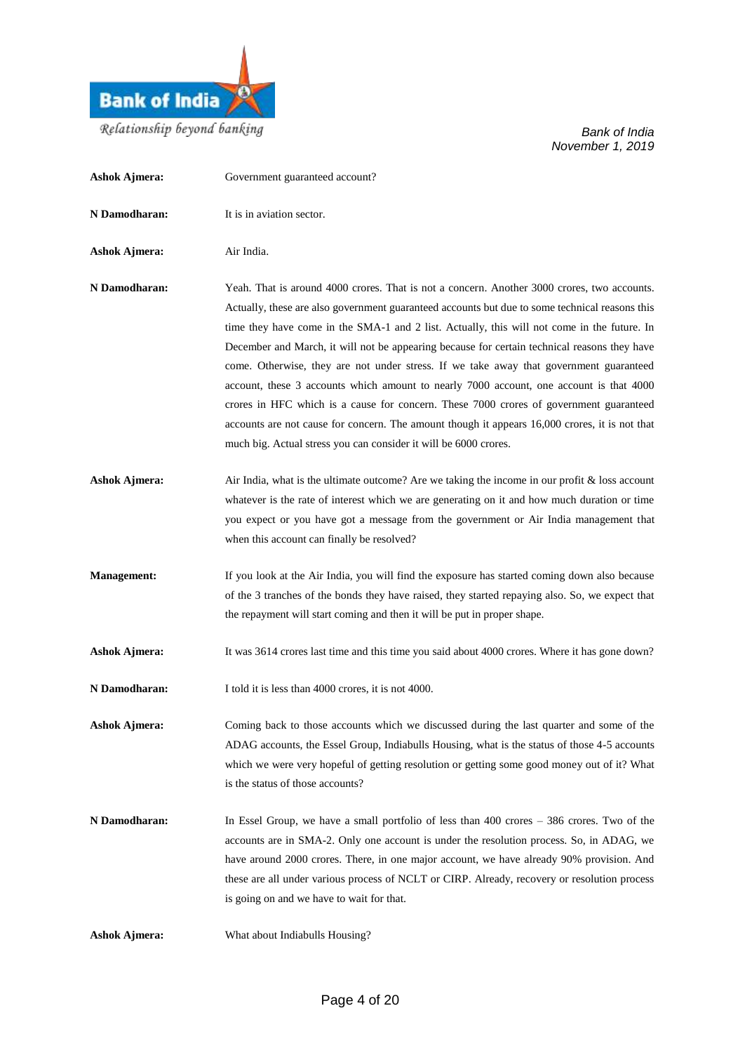**Ashok Ajmera:** Government guaranteed account?

**N Damodharan:** It is in aviation sector.

**Ashok Ajmera:** Air India.

**N Damodharan:** Yeah. That is around 4000 crores. That is not a concern. Another 3000 crores, two accounts. Actually, these are also government guaranteed accounts but due to some technical reasons this time they have come in the SMA-1 and 2 list. Actually, this will not come in the future. In December and March, it will not be appearing because for certain technical reasons they have come. Otherwise, they are not under stress. If we take away that government guaranteed account, these 3 accounts which amount to nearly 7000 account, one account is that 4000 crores in HFC which is a cause for concern. These 7000 crores of government guaranteed accounts are not cause for concern. The amount though it appears 16,000 crores, it is not that much big. Actual stress you can consider it will be 6000 crores.

**Ashok Ajmera:** Air India, what is the ultimate outcome? Are we taking the income in our profit & loss account whatever is the rate of interest which we are generating on it and how much duration or time you expect or you have got a message from the government or Air India management that when this account can finally be resolved?

**Management:** If you look at the Air India, you will find the exposure has started coming down also because of the 3 tranches of the bonds they have raised, they started repaying also. So, we expect that the repayment will start coming and then it will be put in proper shape.

**Ashok Ajmera:** It was 3614 crores last time and this time you said about 4000 crores. Where it has gone down?

**N Damodharan:** I told it is less than 4000 crores, it is not 4000.

**Ashok Ajmera:** Coming back to those accounts which we discussed during the last quarter and some of the ADAG accounts, the Essel Group, Indiabulls Housing, what is the status of those 4-5 accounts which we were very hopeful of getting resolution or getting some good money out of it? What is the status of those accounts?

**N Damodharan:** In Essel Group, we have a small portfolio of less than 400 crores – 386 crores. Two of the accounts are in SMA-2. Only one account is under the resolution process. So, in ADAG, we have around 2000 crores. There, in one major account, we have already 90% provision. And these are all under various process of NCLT or CIRP. Already, recovery or resolution process is going on and we have to wait for that.

**Ashok Ajmera:** What about Indiabulls Housing?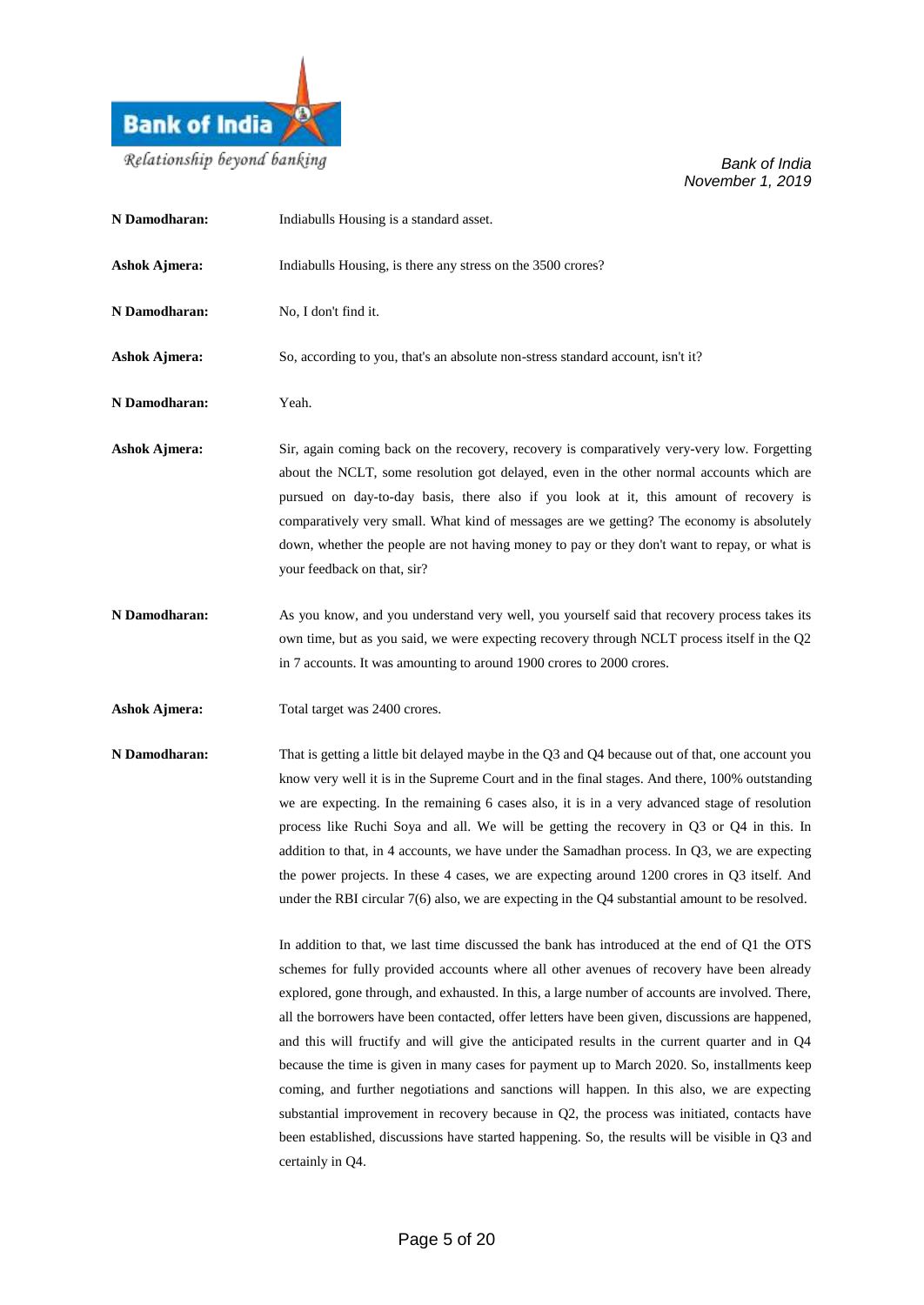**N Damodharan:** Indiabulls Housing is a standard asset.

**Ashok Ajmera:** Indiabulls Housing, is there any stress on the 3500 crores?

**N Damodharan:** No, I don't find it.

**Ashok Ajmera:** So, according to you, that's an absolute non-stress standard account, isn't it?

**N Damodharan:** Yeah.

**Ashok Ajmera:** Sir, again coming back on the recovery, recovery is comparatively very-very low. Forgetting about the NCLT, some resolution got delayed, even in the other normal accounts which are pursued on day-to-day basis, there also if you look at it, this amount of recovery is comparatively very small. What kind of messages are we getting? The economy is absolutely down, whether the people are not having money to pay or they don't want to repay, or what is your feedback on that, sir?

**N Damodharan:** As you know, and you understand very well, you yourself said that recovery process takes its own time, but as you said, we were expecting recovery through NCLT process itself in the Q2 in 7 accounts. It was amounting to around 1900 crores to 2000 crores.

**Ashok Ajmera:** Total target was 2400 crores.

**N Damodharan:** That is getting a little bit delayed maybe in the Q3 and Q4 because out of that, one account you know very well it is in the Supreme Court and in the final stages. And there, 100% outstanding we are expecting. In the remaining 6 cases also, it is in a very advanced stage of resolution process like Ruchi Soya and all. We will be getting the recovery in Q3 or Q4 in this. In addition to that, in 4 accounts, we have under the Samadhan process. In Q3, we are expecting the power projects. In these 4 cases, we are expecting around 1200 crores in Q3 itself. And under the RBI circular 7(6) also, we are expecting in the Q4 substantial amount to be resolved.

In addition to that, we last time discussed the bank has introduced at the end of Q1 the OTS schemes for fully provided accounts where all other avenues of recovery have been already explored, gone through, and exhausted. In this, a large number of accounts are involved. There, all the borrowers have been contacted, offer letters have been given, discussions are happened, and this will fructify and will give the anticipated results in the current quarter and in Q4 because the time is given in many cases for payment up to March 2020. So, installments keep coming, and further negotiations and sanctions will happen. In this also, we are expecting substantial improvement in recovery because in Q2, the process was initiated, contacts have been established, discussions have started happening. So, the results will be visible in Q3 and certainly in Q4.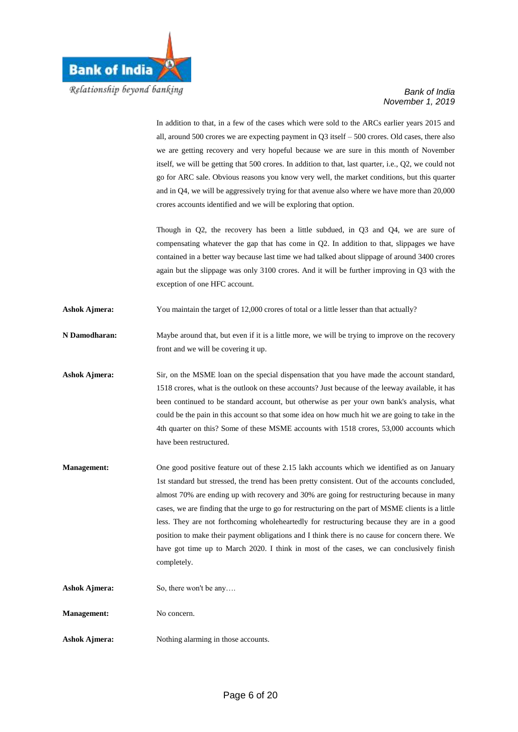In addition to that, in a few of the cases which were sold to the ARCs earlier years 2015 and all, around 500 crores we are expecting payment in Q3 itself – 500 crores. Old cases, there also we are getting recovery and very hopeful because we are sure in this month of November itself, we will be getting that 500 crores. In addition to that, last quarter, i.e., Q2, we could not go for ARC sale. Obvious reasons you know very well, the market conditions, but this quarter and in Q4, we will be aggressively trying for that avenue also where we have more than 20,000 crores accounts identified and we will be exploring that option.

Though in Q2, the recovery has been a little subdued, in Q3 and Q4, we are sure of compensating whatever the gap that has come in Q2. In addition to that, slippages we have contained in a better way because last time we had talked about slippage of around 3400 crores again but the slippage was only 3100 crores. And it will be further improving in Q3 with the exception of one HFC account.

**Ashok Ajmera:** You maintain the target of 12,000 crores of total or a little lesser than that actually?

**N Damodharan:** Maybe around that, but even if it is a little more, we will be trying to improve on the recovery front and we will be covering it up.

**Ashok Ajmera:** Sir, on the MSME loan on the special dispensation that you have made the account standard, 1518 crores, what is the outlook on these accounts? Just because of the leeway available, it has been continued to be standard account, but otherwise as per your own bank's analysis, what could be the pain in this account so that some idea on how much hit we are going to take in the 4th quarter on this? Some of these MSME accounts with 1518 crores, 53,000 accounts which have been restructured.

**Management:** One good positive feature out of these 2.15 lakh accounts which we identified as on January 1st standard but stressed, the trend has been pretty consistent. Out of the accounts concluded, almost 70% are ending up with recovery and 30% are going for restructuring because in many cases, we are finding that the urge to go for restructuring on the part of MSME clients is a little less. They are not forthcoming wholeheartedly for restructuring because they are in a good position to make their payment obligations and I think there is no cause for concern there. We have got time up to March 2020. I think in most of the cases, we can conclusively finish completely.

**Ashok Ajmera:** So, there won't be any….

**Management:** No concern.

**Ashok Ajmera:** Nothing alarming in those accounts.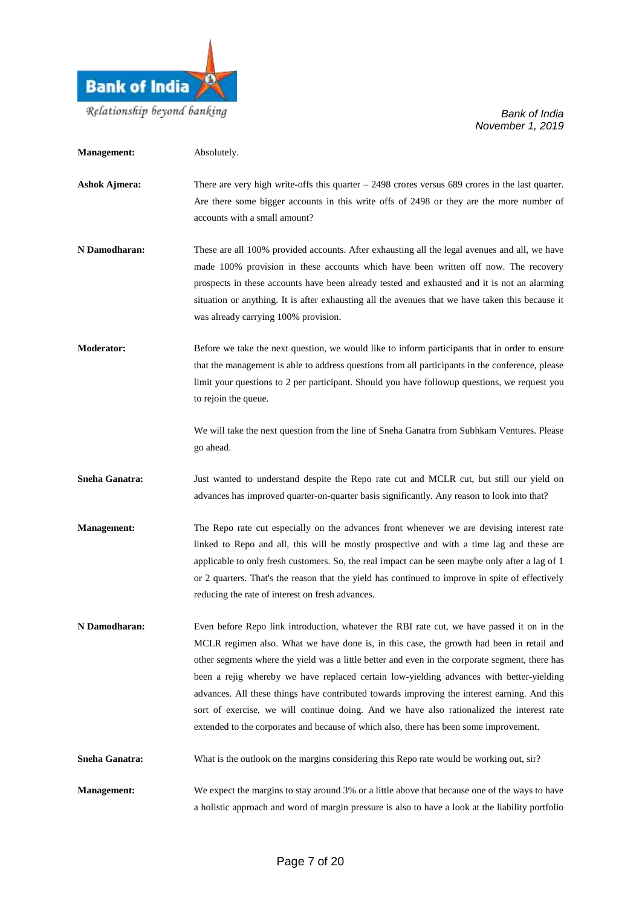**Management:** Absolutely.

**Ashok Ajmera:** There are very high write-offs this quarter – 2498 crores versus 689 crores in the last quarter. Are there some bigger accounts in this write offs of 2498 or they are the more number of accounts with a small amount?

**N Damodharan:** These are all 100% provided accounts. After exhausting all the legal avenues and all, we have made 100% provision in these accounts which have been written off now. The recovery prospects in these accounts have been already tested and exhausted and it is not an alarming situation or anything. It is after exhausting all the avenues that we have taken this because it was already carrying 100% provision.

**Moderator:** Before we take the next question, we would like to inform participants that in order to ensure that the management is able to address questions from all participants in the conference, please limit your questions to 2 per participant. Should you have followup questions, we request you to rejoin the queue.

We will take the next question from the line of Sneha Ganatra from Subhkam Ventures. Please go ahead.

**Sneha Ganatra:** Just wanted to understand despite the Repo rate cut and MCLR cut, but still our yield on advances has improved quarter-on-quarter basis significantly. Any reason to look into that?

**Management:** The Repo rate cut especially on the advances front whenever we are devising interest rate linked to Repo and all, this will be mostly prospective and with a time lag and these are applicable to only fresh customers. So, the real impact can be seen maybe only after a lag of 1 or 2 quarters. That's the reason that the yield has continued to improve in spite of effectively reducing the rate of interest on fresh advances.

**N Damodharan:** Even before Repo link introduction, whatever the RBI rate cut, we have passed it on in the MCLR regimen also. What we have done is, in this case, the growth had been in retail and other segments where the yield was a little better and even in the corporate segment, there has been a rejig whereby we have replaced certain low-yielding advances with better-yielding advances. All these things have contributed towards improving the interest earning. And this sort of exercise, we will continue doing. And we have also rationalized the interest rate extended to the corporates and because of which also, there has been some improvement.

**Sneha Ganatra:** What is the outlook on the margins considering this Repo rate would be working out, sir?

**Management:** We expect the margins to stay around 3% or a little above that because one of the ways to have a holistic approach and word of margin pressure is also to have a look at the liability portfolio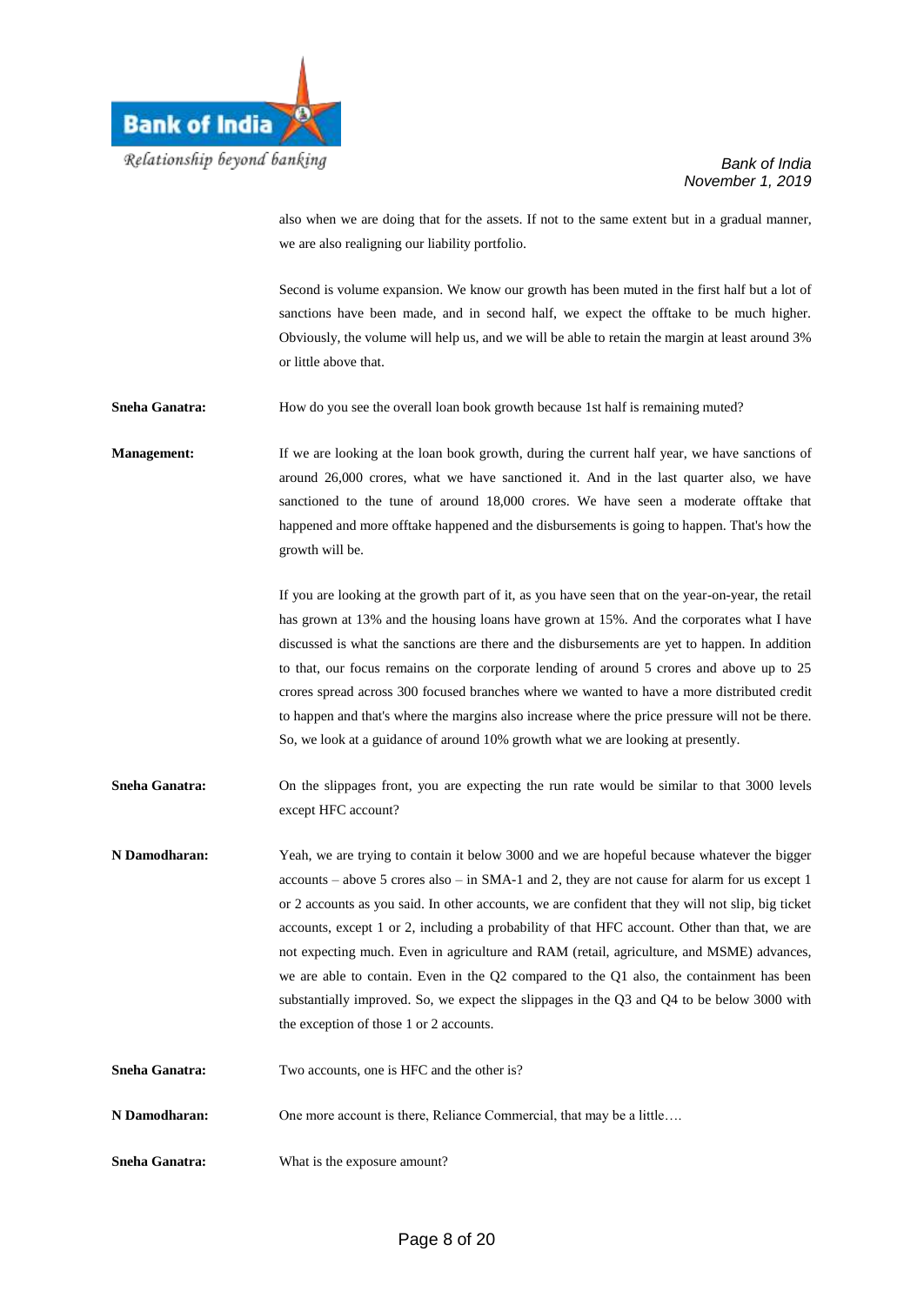also when we are doing that for the assets. If not to the same extent but in a gradual manner, we are also realigning our liability portfolio.

Second is volume expansion. We know our growth has been muted in the first half but a lot of sanctions have been made, and in second half, we expect the offtake to be much higher. Obviously, the volume will help us, and we will be able to retain the margin at least around 3% or little above that.

**Sneha Ganatra:** How do you see the overall loan book growth because 1st half is remaining muted?

**Management:** If we are looking at the loan book growth, during the current half year, we have sanctions of around 26,000 crores, what we have sanctioned it. And in the last quarter also, we have sanctioned to the tune of around 18,000 crores. We have seen a moderate offtake that happened and more offtake happened and the disbursements is going to happen. That's how the growth will be.

If you are looking at the growth part of it, as you have seen that on the year-on-year, the retail has grown at 13% and the housing loans have grown at 15%. And the corporates what I have discussed is what the sanctions are there and the disbursements are yet to happen. In addition to that, our focus remains on the corporate lending of around 5 crores and above up to 25 crores spread across 300 focused branches where we wanted to have a more distributed credit to happen and that's where the margins also increase where the price pressure will not be there. So, we look at a guidance of around 10% growth what we are looking at presently.

**Sneha Ganatra:** On the slippages front, you are expecting the run rate would be similar to that 3000 levels except HFC account?

**N Damodharan:** Yeah, we are trying to contain it below 3000 and we are hopeful because whatever the bigger accounts – above 5 crores also – in SMA-1 and 2, they are not cause for alarm for us except 1 or 2 accounts as you said. In other accounts, we are confident that they will not slip, big ticket accounts, except 1 or 2, including a probability of that HFC account. Other than that, we are not expecting much. Even in agriculture and RAM (retail, agriculture, and MSME) advances, we are able to contain. Even in the Q2 compared to the Q1 also, the containment has been substantially improved. So, we expect the slippages in the Q3 and Q4 to be below 3000 with the exception of those 1 or 2 accounts.

**Sneha Ganatra:** Two accounts, one is HFC and the other is?

**N Damodharan:** One more account is there, Reliance Commercial, that may be a little….

**Sneha Ganatra:** What is the exposure amount?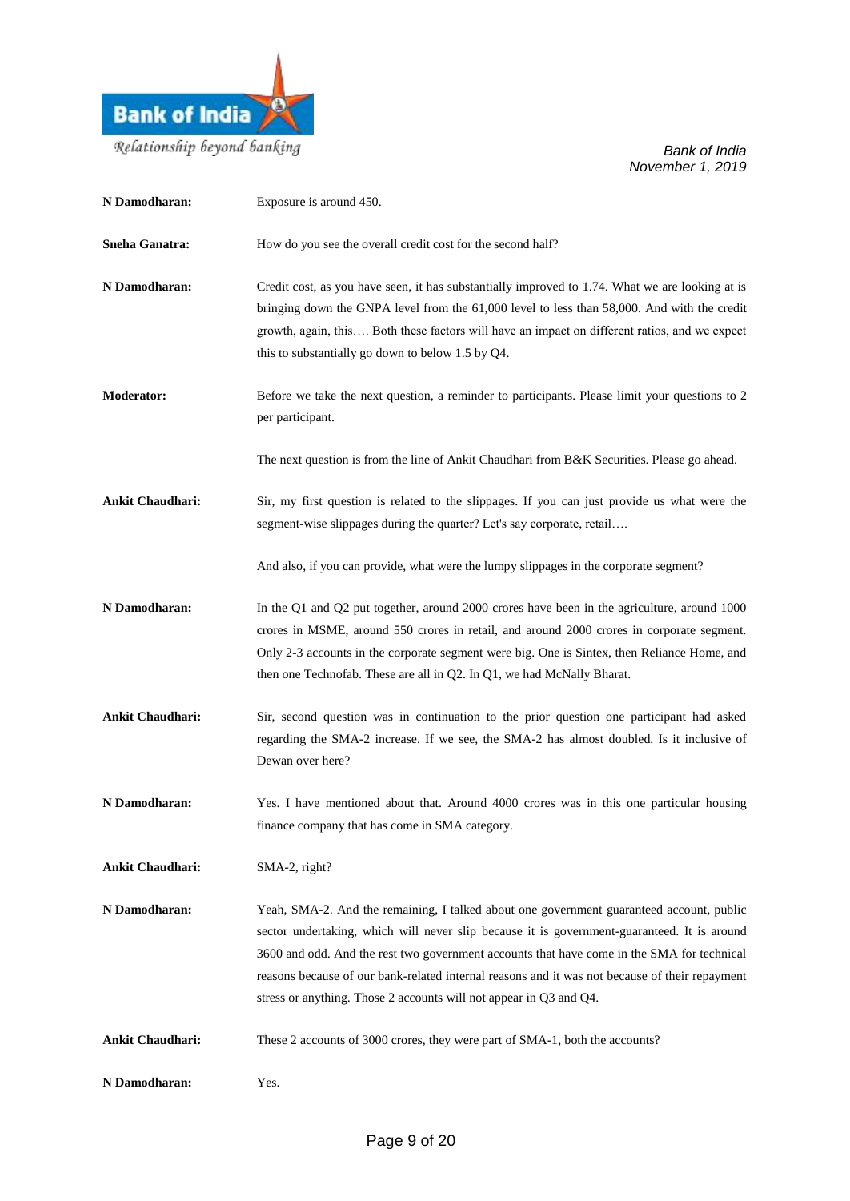**N Damodharan:** Exposure is around 450.

**Sneha Ganatra:** How do you see the overall credit cost for the second half?

**N Damodharan:** Credit cost, as you have seen, it has substantially improved to 1.74. What we are looking at is bringing down the GNPA level from the 61,000 level to less than 58,000. And with the credit growth, again, this…. Both these factors will have an impact on different ratios, and we expect this to substantially go down to below 1.5 by Q4.

**Moderator:** Before we take the next question, a reminder to participants. Please limit your questions to 2 per participant.

The next question is from the line of Ankit Chaudhari from B&K Securities. Please go ahead.

**Ankit Chaudhari:** Sir, my first question is related to the slippages. If you can just provide us what were the segment-wise slippages during the quarter? Let's say corporate, retail….

And also, if you can provide, what were the lumpy slippages in the corporate segment?

**N Damodharan:** In the Q1 and Q2 put together, around 2000 crores have been in the agriculture, around 1000 crores in MSME, around 550 crores in retail, and around 2000 crores in corporate segment. Only 2-3 accounts in the corporate segment were big. One is Sintex, then Reliance Home, and then one Technofab. These are all in Q2. In Q1, we had McNally Bharat.

**Ankit Chaudhari:** Sir, second question was in continuation to the prior question one participant had asked regarding the SMA-2 increase. If we see, the SMA-2 has almost doubled. Is it inclusive of Dewan over here?

**N Damodharan:** Yes. I have mentioned about that. Around 4000 crores was in this one particular housing finance company that has come in SMA category.

**Ankit Chaudhari:** SMA-2, right?

**N Damodharan:** Yeah, SMA-2. And the remaining, I talked about one government guaranteed account, public sector undertaking, which will never slip because it is government-guaranteed. It is around 3600 and odd. And the rest two government accounts that have come in the SMA for technical reasons because of our bank-related internal reasons and it was not because of their repayment stress or anything. Those 2 accounts will not appear in Q3 and Q4.

**Ankit Chaudhari:** These 2 accounts of 3000 crores, they were part of SMA-1, both the accounts?

**N Damodharan:** Yes.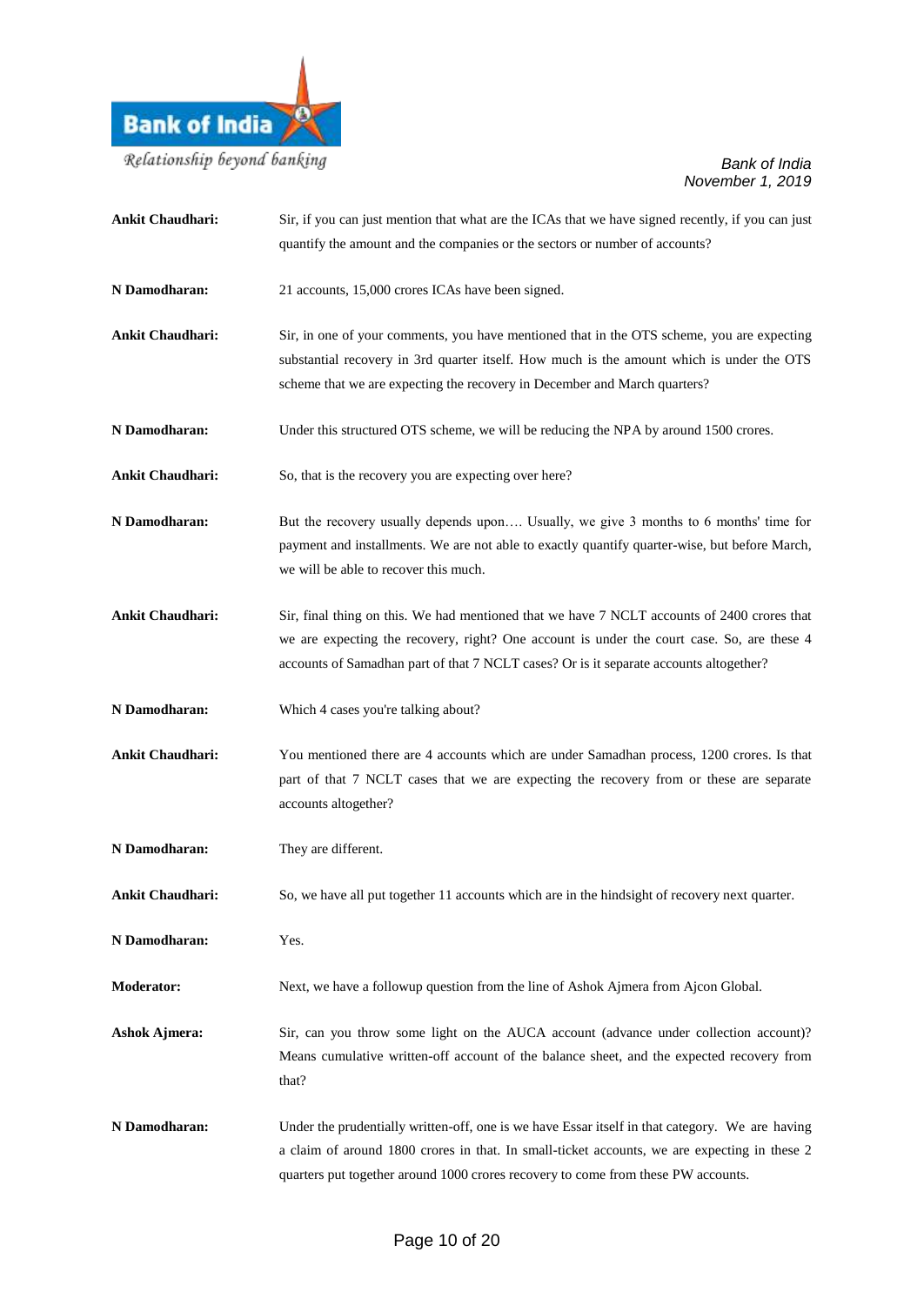**Ankit Chaudhari:** Sir, if you can just mention that what are the ICAs that we have signed recently, if you can just quantify the amount and the companies or the sectors or number of accounts?

**N Damodharan:** 21 accounts, 15,000 crores ICAs have been signed.

**Ankit Chaudhari:** Sir, in one of your comments, you have mentioned that in the OTS scheme, you are expecting substantial recovery in 3rd quarter itself. How much is the amount which is under the OTS scheme that we are expecting the recovery in December and March quarters?

**N Damodharan:** Under this structured OTS scheme, we will be reducing the NPA by around 1500 crores.

**Ankit Chaudhari:** So, that is the recovery you are expecting over here?

**N Damodharan:** But the recovery usually depends upon…. Usually, we give 3 months to 6 months' time for payment and installments. We are not able to exactly quantify quarter-wise, but before March, we will be able to recover this much.

**Ankit Chaudhari:** Sir, final thing on this. We had mentioned that we have 7 NCLT accounts of 2400 crores that we are expecting the recovery, right? One account is under the court case. So, are these 4 accounts of Samadhan part of that 7 NCLT cases? Or is it separate accounts altogether?

**N Damodharan:** Which 4 cases you're talking about?

**Ankit Chaudhari:** You mentioned there are 4 accounts which are under Samadhan process, 1200 crores. Is that part of that 7 NCLT cases that we are expecting the recovery from or these are separate accounts altogether?

**N Damodharan:** They are different.

**Ankit Chaudhari:** So, we have all put together 11 accounts which are in the hindsight of recovery next quarter.

**N Damodharan:** Yes.

**Moderator:** Next, we have a followup question from the line of Ashok Ajmera from Ajcon Global.

**Ashok Ajmera:** Sir, can you throw some light on the AUCA account (advance under collection account)? Means cumulative written-off account of the balance sheet, and the expected recovery from that?

**N Damodharan:** Under the prudentially written-off, one is we have Essar itself in that category. We are having a claim of around 1800 crores in that. In small-ticket accounts, we are expecting in these 2 quarters put together around 1000 crores recovery to come from these PW accounts.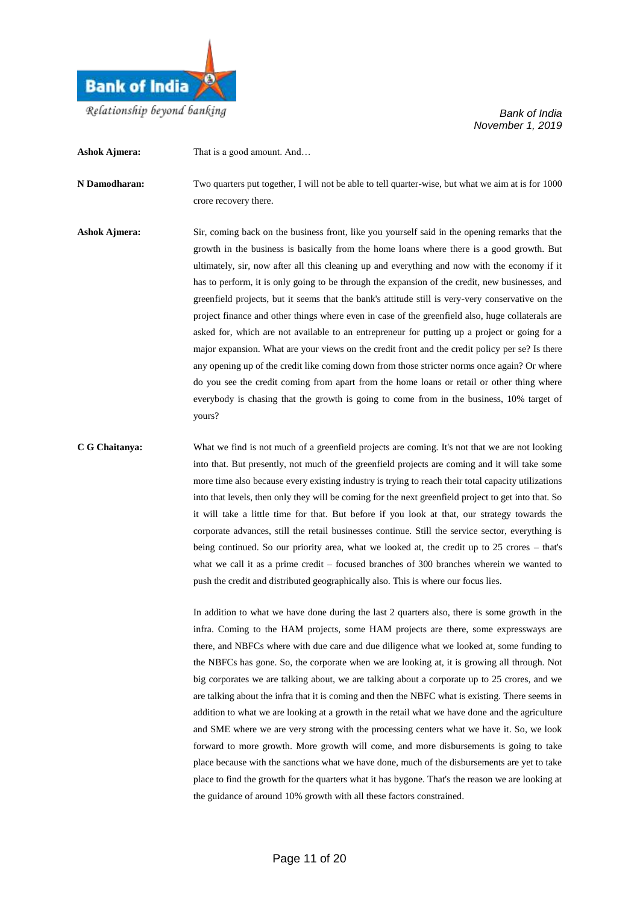**Ashok Ajmera:** That is a good amount. And…

**N Damodharan:** Two quarters put together, I will not be able to tell quarter-wise, but what we aim at is for 1000 crore recovery there.

**Ashok Ajmera:** Sir, coming back on the business front, like you yourself said in the opening remarks that the growth in the business is basically from the home loans where there is a good growth. But ultimately, sir, now after all this cleaning up and everything and now with the economy if it has to perform, it is only going to be through the expansion of the credit, new businesses, and greenfield projects, but it seems that the bank's attitude still is very-very conservative on the project finance and other things where even in case of the greenfield also, huge collaterals are asked for, which are not available to an entrepreneur for putting up a project or going for a major expansion. What are your views on the credit front and the credit policy per se? Is there any opening up of the credit like coming down from those stricter norms once again? Or where do you see the credit coming from apart from the home loans or retail or other thing where everybody is chasing that the growth is going to come from in the business, 10% target of yours?

**C G Chaitanya:** What we find is not much of a greenfield projects are coming. It's not that we are not looking into that. But presently, not much of the greenfield projects are coming and it will take some more time also because every existing industry is trying to reach their total capacity utilizations into that levels, then only they will be coming for the next greenfield project to get into that. So it will take a little time for that. But before if you look at that, our strategy towards the corporate advances, still the retail businesses continue. Still the service sector, everything is being continued. So our priority area, what we looked at, the credit up to 25 crores – that's what we call it as a prime credit – focused branches of 300 branches wherein we wanted to push the credit and distributed geographically also. This is where our focus lies.

In addition to what we have done during the last 2 quarters also, there is some growth in the infra. Coming to the HAM projects, some HAM projects are there, some expressways are there, and NBFCs where with due care and due diligence what we looked at, some funding to the NBFCs has gone. So, the corporate when we are looking at, it is growing all through. Not big corporates we are talking about, we are talking about a corporate up to 25 crores, and we are talking about the infra that it is coming and then the NBFC what is existing. There seems in addition to what we are looking at a growth in the retail what we have done and the agriculture and SME where we are very strong with the processing centers what we have it. So, we look forward to more growth. More growth will come, and more disbursements is going to take place because with the sanctions what we have done, much of the disbursements are yet to take place to find the growth for the quarters what it has bygone. That's the reason we are looking at the guidance of around 10% growth with all these factors constrained.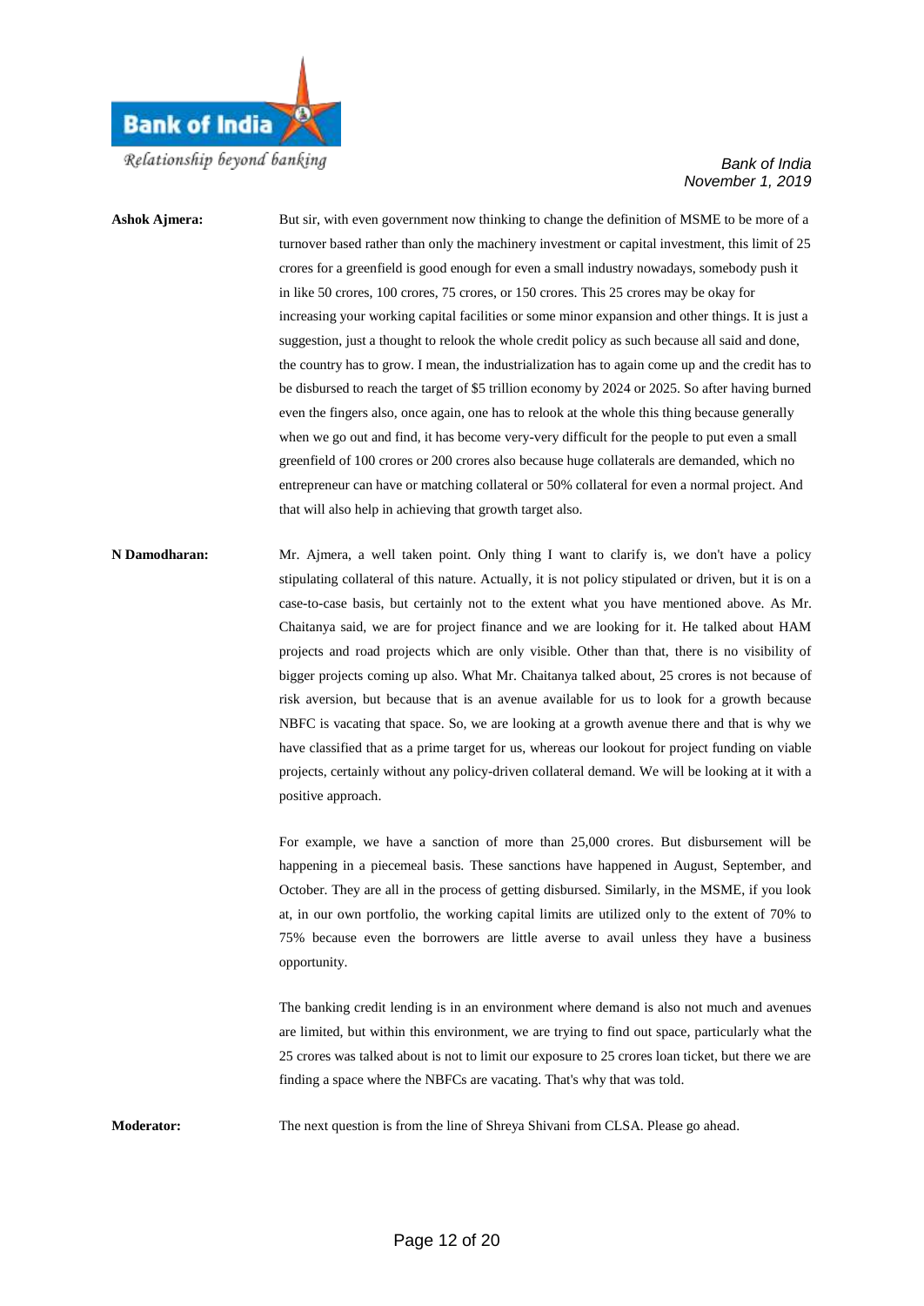**Ashok Ajmera:** But sir, with even government now thinking to change the definition of MSME to be more of a turnover based rather than only the machinery investment or capital investment, this limit of 25 crores for a greenfield is good enough for even a small industry nowadays, somebody push it in like 50 crores, 100 crores, 75 crores, or 150 crores. This 25 crores may be okay for increasing your working capital facilities or some minor expansion and other things. It is just a suggestion, just a thought to relook the whole credit policy as such because all said and done, the country has to grow. I mean, the industrialization has to again come up and the credit has to be disbursed to reach the target of $5 trillion economy by 2024 or 2025. So after having burned even the fingers also, once again, one has to relook at the whole this thing because generally when we go out and find, it has become very-very difficult for the people to put even a small greenfield of 100 crores or 200 crores also because huge collaterals are demanded, which no entrepreneur can have or matching collateral or 50% collateral for even a normal project. And that will also help in achieving that growth target also.

**N Damodharan:** Mr. Ajmera, a well taken point. Only thing I want to clarify is, we don't have a policy stipulating collateral of this nature. Actually, it is not policy stipulated or driven, but it is on a case-to-case basis, but certainly not to the extent what you have mentioned above. As Mr. Chaitanya said, we are for project finance and we are looking for it. He talked about HAM projects and road projects which are only visible. Other than that, there is no visibility of bigger projects coming up also. What Mr. Chaitanya talked about, 25 crores is not because of risk aversion, but because that is an avenue available for us to look for a growth because NBFC is vacating that space. So, we are looking at a growth avenue there and that is why we have classified that as a prime target for us, whereas our lookout for project funding on viable projects, certainly without any policy-driven collateral demand. We will be looking at it with a positive approach.

For example, we have a sanction of more than 25,000 crores. But disbursement will be happening in a piecemeal basis. These sanctions have happened in August, September, and October. They are all in the process of getting disbursed. Similarly, in the MSME, if you look at, in our own portfolio, the working capital limits are utilized only to the extent of 70% to 75% because even the borrowers are little averse to avail unless they have a business opportunity.

The banking credit lending is in an environment where demand is also not much and avenues are limited, but within this environment, we are trying to find out space, particularly what the 25 crores was talked about is not to limit our exposure to 25 crores loan ticket, but there we are finding a space where the NBFCs are vacating. That's why that was told.

**Moderator:** The next question is from the line of Shreya Shivani from CLSA. Please go ahead.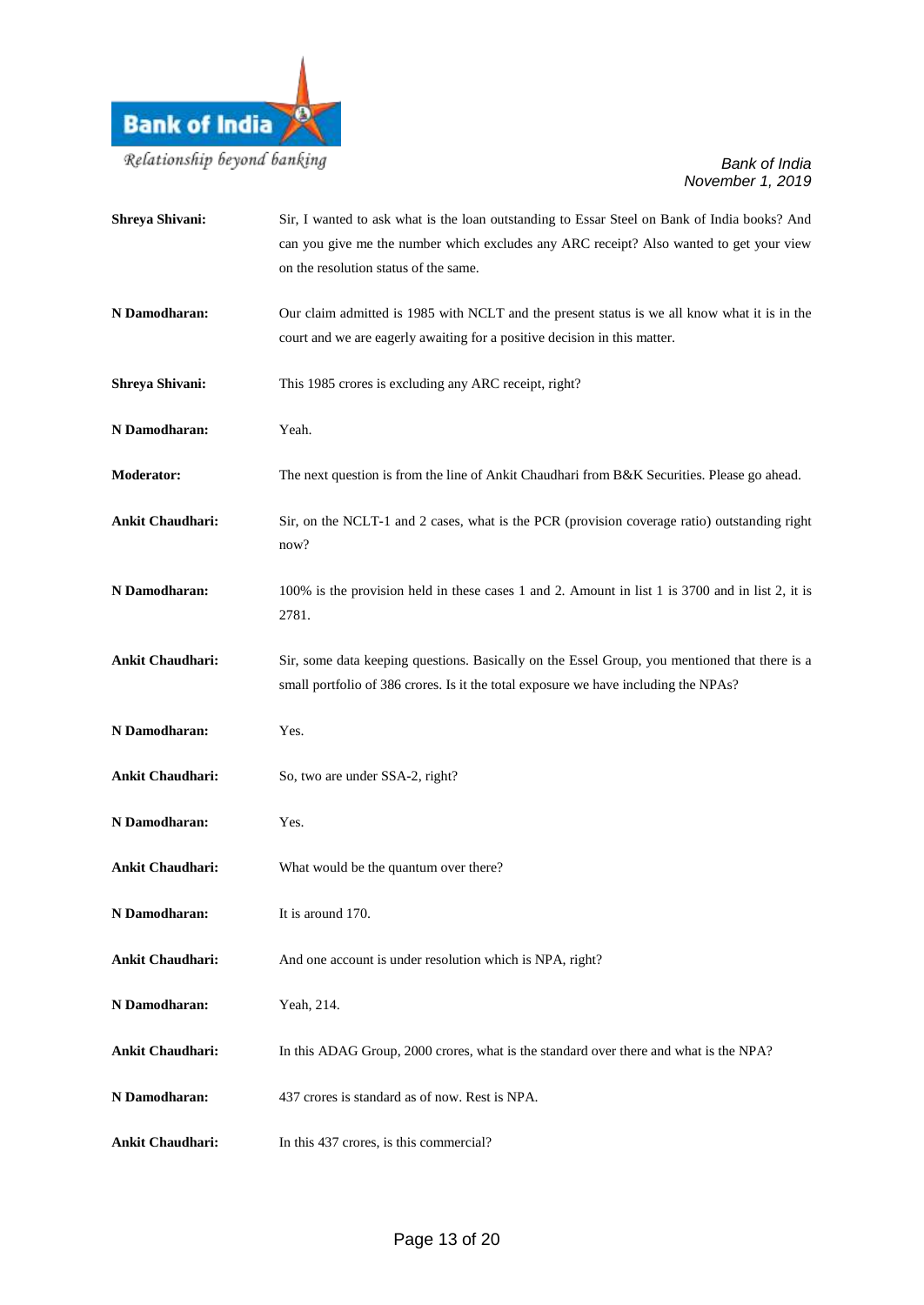**Shreya Shivani:** Sir, I wanted to ask what is the loan outstanding to Essar Steel on Bank of India books? And can you give me the number which excludes any ARC receipt? Also wanted to get your view on the resolution status of the same.

**N Damodharan:** Our claim admitted is 1985 with NCLT and the present status is we all know what it is in the court and we are eagerly awaiting for a positive decision in this matter.

**Shreya Shivani:** This 1985 crores is excluding any ARC receipt, right?

**N Damodharan:** Yeah.

**Moderator:** The next question is from the line of Ankit Chaudhari from B&K Securities. Please go ahead.

**Ankit Chaudhari:** Sir, on the NCLT-1 and 2 cases, what is the PCR (provision coverage ratio) outstanding right now?

**N Damodharan:** 100% is the provision held in these cases 1 and 2. Amount in list 1 is 3700 and in list 2, it is 2781.

**Ankit Chaudhari:** Sir, some data keeping questions. Basically on the Essel Group, you mentioned that there is a small portfolio of 386 crores. Is it the total exposure we have including the NPAs?

**N Damodharan:** Yes.

**Ankit Chaudhari:** So, two are under SSA-2, right?

**N Damodharan:** Yes.

**Ankit Chaudhari:** What would be the quantum over there?

**N Damodharan:** It is around 170.

**Ankit Chaudhari:** And one account is under resolution which is NPA, right?

**N Damodharan:** Yeah, 214.

**Ankit Chaudhari:** In this ADAG Group, 2000 crores, what is the standard over there and what is the NPA?

**N Damodharan:** 437 crores is standard as of now. Rest is NPA.

**Ankit Chaudhari:** In this 437 crores, is this commercial?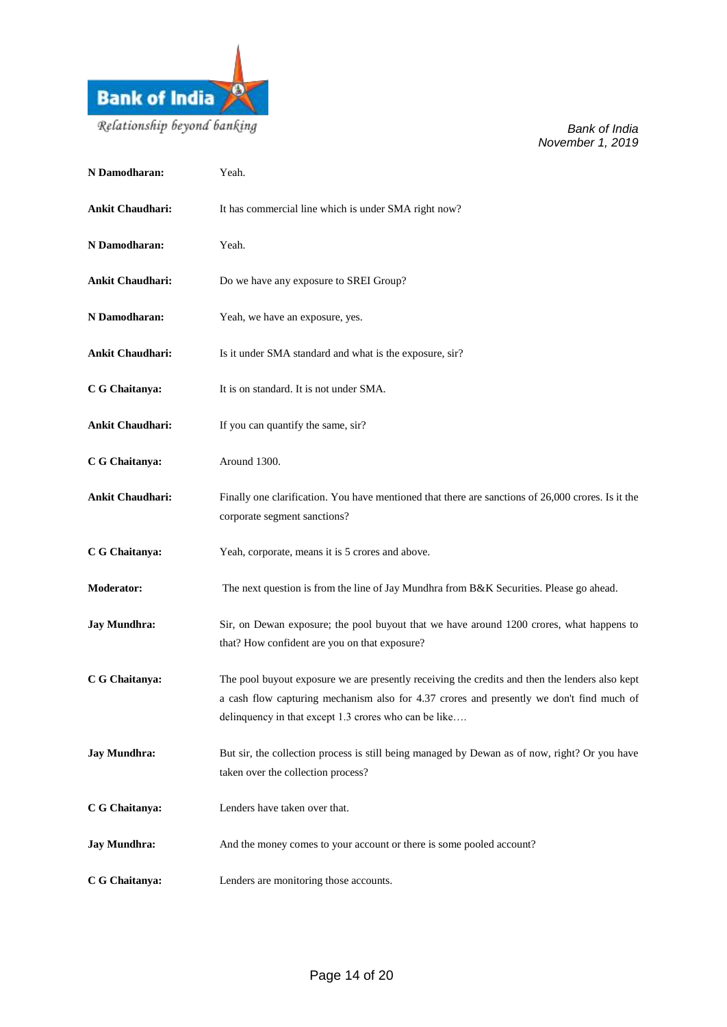**N Damodharan:** Yeah.

**Ankit Chaudhari:** It has commercial line which is under SMA right now?

**N Damodharan:** Yeah.

**Ankit Chaudhari:** Do we have any exposure to SREI Group?

**N Damodharan:** Yeah, we have an exposure, yes.

**Ankit Chaudhari:** Is it under SMA standard and what is the exposure, sir?

**C G Chaitanya:** It is on standard. It is not under SMA.

**Ankit Chaudhari:** If you can quantify the same, sir?

**C G Chaitanya:** Around 1300.

**Ankit Chaudhari:** Finally one clarification. You have mentioned that there are sanctions of 26,000 crores. Is it the corporate segment sanctions?

**C G Chaitanya:** Yeah, corporate, means it is 5 crores and above.

**Moderator:** The next question is from the line of Jay Mundhra from B&K Securities. Please go ahead.

**Jay Mundhra:** Sir, on Dewan exposure; the pool buyout that we have around 1200 crores, what happens to that? How confident are you on that exposure?

**C G Chaitanya:** The pool buyout exposure we are presently receiving the credits and then the lenders also kept a cash flow capturing mechanism also for 4.37 crores and presently we don't find much of delinquency in that except 1.3 crores who can be like….

**Jay Mundhra:** But sir, the collection process is still being managed by Dewan as of now, right? Or you have taken over the collection process?

**C G Chaitanya:** Lenders have taken over that.

**Jay Mundhra:** And the money comes to your account or there is some pooled account?

**C G Chaitanya:** Lenders are monitoring those accounts.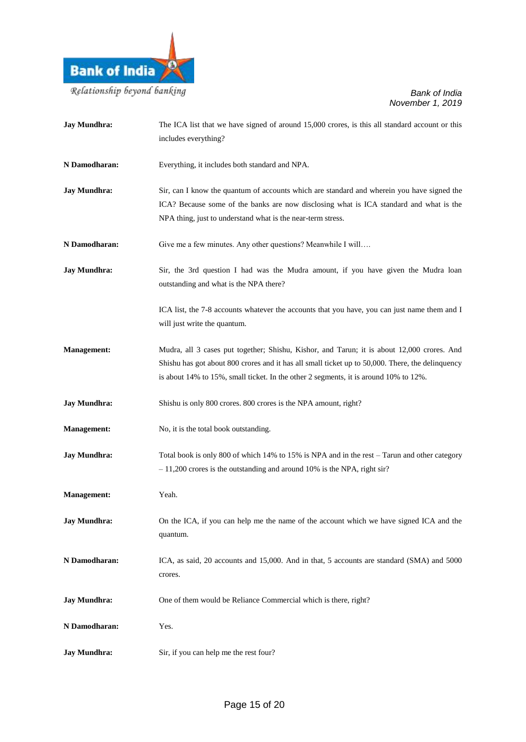**Jay Mundhra:** The ICA list that we have signed of around 15,000 crores, is this all standard account or this includes everything?

**N Damodharan:** Everything, it includes both standard and NPA.

**Jay Mundhra:** Sir, can I know the quantum of accounts which are standard and wherein you have signed the ICA? Because some of the banks are now disclosing what is ICA standard and what is the NPA thing, just to understand what is the near-term stress.

**N Damodharan:** Give me a few minutes. Any other questions? Meanwhile I will….

**Jay Mundhra:** Sir, the 3rd question I had was the Mudra amount, if you have given the Mudra loan outstanding and what is the NPA there?

ICA list, the 7-8 accounts whatever the accounts that you have, you can just name them and I will just write the quantum.

**Management:** Mudra, all 3 cases put together; Shishu, Kishor, and Tarun; it is about 12,000 crores. And Shishu has got about 800 crores and it has all small ticket up to 50,000. There, the delinquency is about 14% to 15%, small ticket. In the other 2 segments, it is around 10% to 12%.

**Jay Mundhra:** Shishu is only 800 crores. 800 crores is the NPA amount, right?

**Management:** No, it is the total book outstanding.

**Jay Mundhra:** Total book is only 800 of which 14% to 15% is NPA and in the rest – Tarun and other category – 11,200 crores is the outstanding and around 10% is the NPA, right sir?

**Management:** Yeah.

**Jay Mundhra:** On the ICA, if you can help me the name of the account which we have signed ICA and the quantum.

**N Damodharan:** ICA, as said, 20 accounts and 15,000. And in that, 5 accounts are standard (SMA) and 5000 crores.

**Jay Mundhra:** One of them would be Reliance Commercial which is there, right?

**N Damodharan:** Yes.

**Jay Mundhra:** Sir, if you can help me the rest four?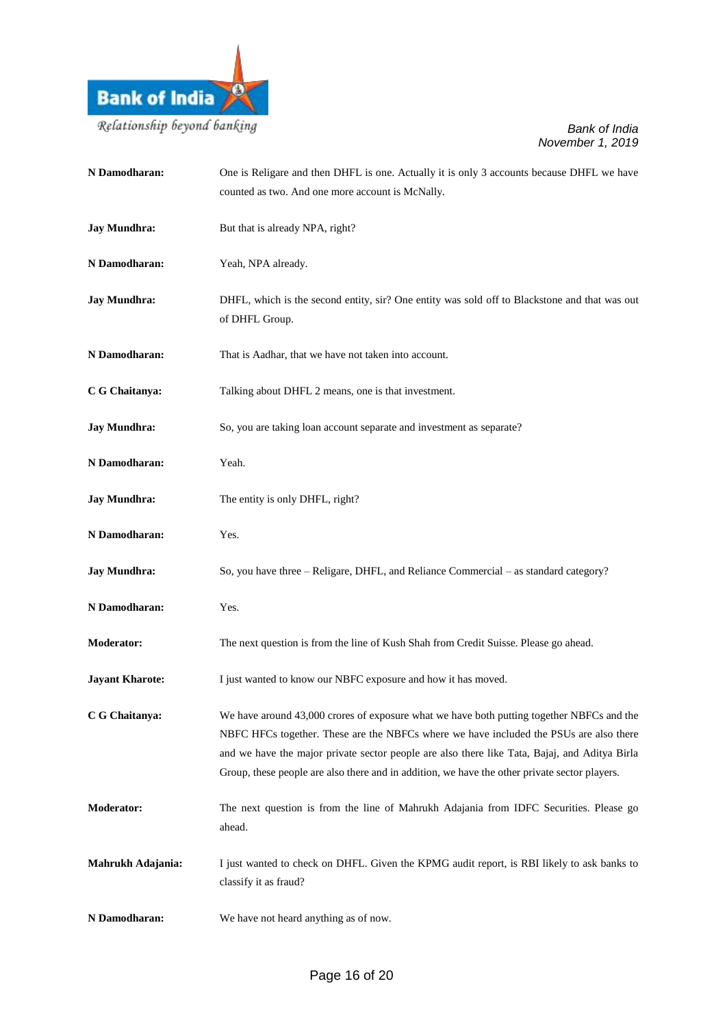**N Damodharan:** One is Religare and then DHFL is one. Actually it is only 3 accounts because DHFL we have counted as two. And one more account is McNally.

**Jay Mundhra:** But that is already NPA, right?

**N Damodharan:** Yeah, NPA already.

**Jay Mundhra:** DHFL, which is the second entity, sir? One entity was sold off to Blackstone and that was out of DHFL Group.

**N Damodharan:** That is Aadhar, that we have not taken into account.

**C G Chaitanya:** Talking about DHFL 2 means, one is that investment.

**Jay Mundhra:** So, you are taking loan account separate and investment as separate?

**N Damodharan:** Yeah.

**Jay Mundhra:** The entity is only DHFL, right?

**N Damodharan:** Yes.

**Jay Mundhra:** So, you have three – Religare, DHFL, and Reliance Commercial – as standard category?

**N Damodharan:** Yes.

**Moderator:** The next question is from the line of Kush Shah from Credit Suisse. Please go ahead.

**Jayant Kharote:** I just wanted to know our NBFC exposure and how it has moved.

**C G Chaitanya:** We have around 43,000 crores of exposure what we have both putting together NBFCs and the NBFC HFCs together. These are the NBFCs where we have included the PSUs are also there and we have the major private sector people are also there like Tata, Bajaj, and Aditya Birla Group, these people are also there and in addition, we have the other private sector players.

**Moderator:** The next question is from the line of Mahrukh Adajania from IDFC Securities. Please go ahead.

**Mahrukh Adajania:** I just wanted to check on DHFL. Given the KPMG audit report, is RBI likely to ask banks to classify it as fraud?

**N Damodharan:** We have not heard anything as of now.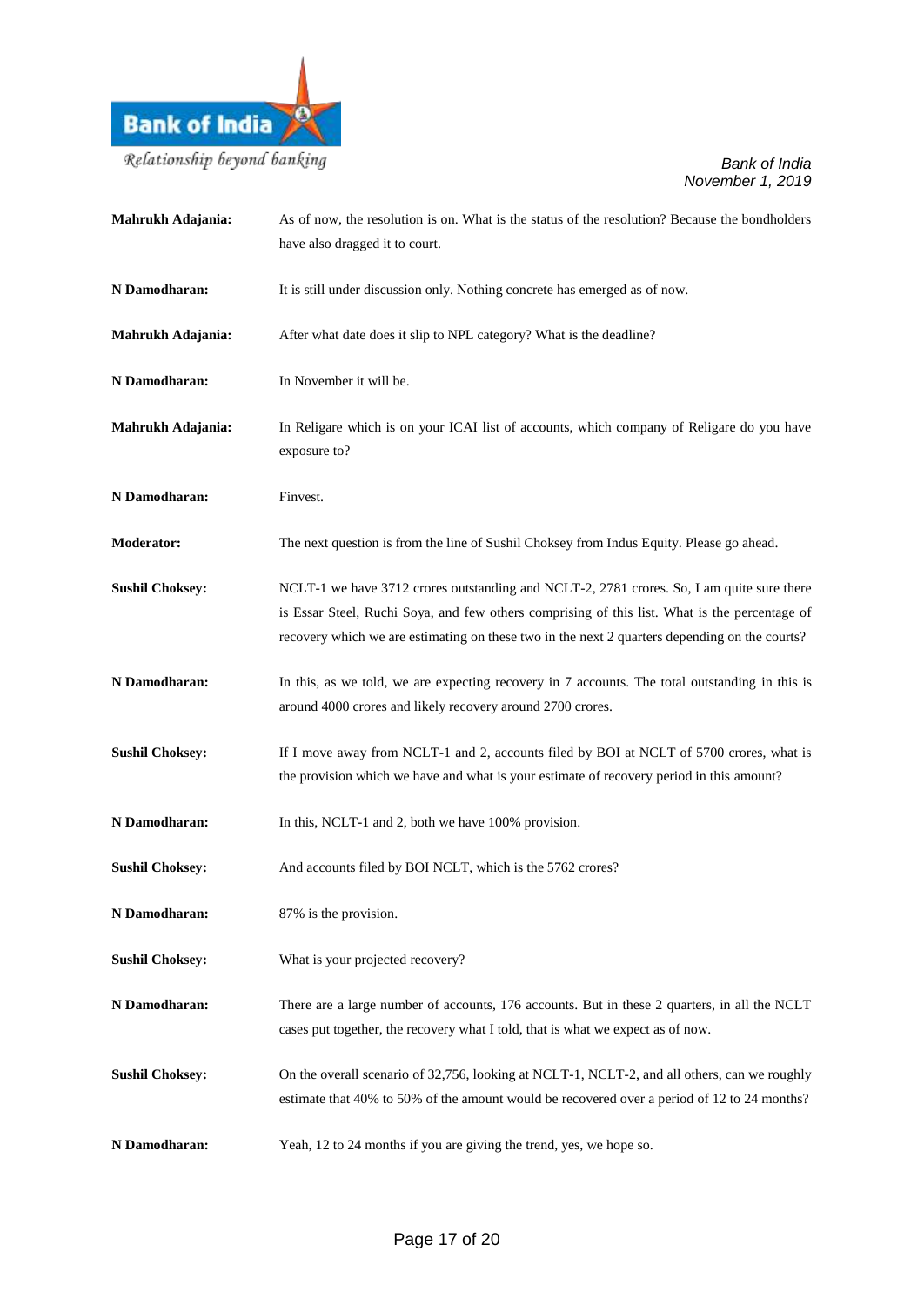**Mahrukh Adajania:** As of now, the resolution is on. What is the status of the resolution? Because the bondholders have also dragged it to court.

**N Damodharan:** It is still under discussion only. Nothing concrete has emerged as of now.

**Mahrukh Adajania:** After what date does it slip to NPL category? What is the deadline?

**N Damodharan:** In November it will be.

**Mahrukh Adajania:** In Religare which is on your ICAI list of accounts, which company of Religare do you have exposure to?

**N Damodharan:** Finvest.

**Moderator:** The next question is from the line of Sushil Choksey from Indus Equity. Please go ahead.

**Sushil Choksey:** NCLT-1 we have 3712 crores outstanding and NCLT-2, 2781 crores. So, I am quite sure there is Essar Steel, Ruchi Soya, and few others comprising of this list. What is the percentage of recovery which we are estimating on these two in the next 2 quarters depending on the courts?

**N Damodharan:** In this, as we told, we are expecting recovery in 7 accounts. The total outstanding in this is around 4000 crores and likely recovery around 2700 crores.

**Sushil Choksey:** If I move away from NCLT-1 and 2, accounts filed by BOI at NCLT of 5700 crores, what is the provision which we have and what is your estimate of recovery period in this amount?

**N Damodharan:** In this, NCLT-1 and 2, both we have 100% provision.

**Sushil Choksey:** And accounts filed by BOI NCLT, which is the 5762 crores?

**N Damodharan:** 87% is the provision.

**Sushil Choksey:** What is your projected recovery?

**N Damodharan:** There are a large number of accounts, 176 accounts. But in these 2 quarters, in all the NCLT cases put together, the recovery what I told, that is what we expect as of now.

**Sushil Choksey:** On the overall scenario of 32,756, looking at NCLT-1, NCLT-2, and all others, can we roughly estimate that 40% to 50% of the amount would be recovered over a period of 12 to 24 months?

**N Damodharan:** Yeah, 12 to 24 months if you are giving the trend, yes, we hope so.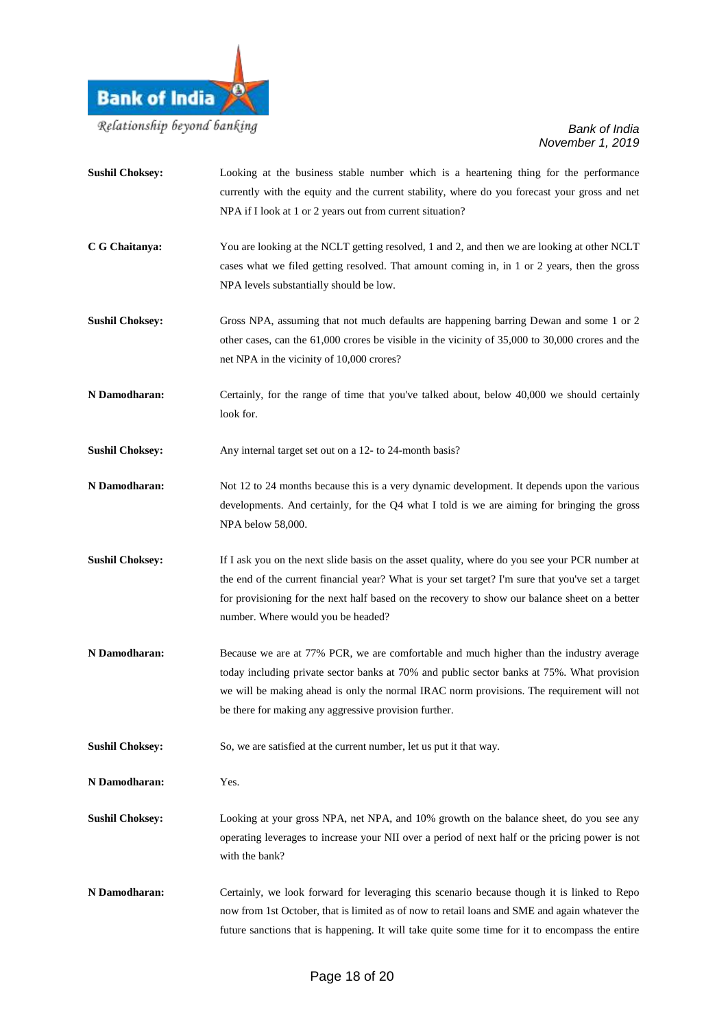**Sushil Choksey:** Looking at the business stable number which is a heartening thing for the performance currently with the equity and the current stability, where do you forecast your gross and net NPA if I look at 1 or 2 years out from current situation?

**C G Chaitanya:** You are looking at the NCLT getting resolved, 1 and 2, and then we are looking at other NCLT cases what we filed getting resolved. That amount coming in, in 1 or 2 years, then the gross NPA levels substantially should be low.

**Sushil Choksey:** Gross NPA, assuming that not much defaults are happening barring Dewan and some 1 or 2 other cases, can the 61,000 crores be visible in the vicinity of 35,000 to 30,000 crores and the net NPA in the vicinity of 10,000 crores?

**N Damodharan:** Certainly, for the range of time that you've talked about, below 40,000 we should certainly look for.

**Sushil Choksey:** Any internal target set out on a 12- to 24-month basis?

**N Damodharan:** Not 12 to 24 months because this is a very dynamic development. It depends upon the various developments. And certainly, for the Q4 what I told is we are aiming for bringing the gross NPA below 58,000.

**Sushil Choksey:** If I ask you on the next slide basis on the asset quality, where do you see your PCR number at the end of the current financial year? What is your set target? I'm sure that you've set a target for provisioning for the next half based on the recovery to show our balance sheet on a better number. Where would you be headed?

**N Damodharan:** Because we are at 77% PCR, we are comfortable and much higher than the industry average today including private sector banks at 70% and public sector banks at 75%. What provision we will be making ahead is only the normal IRAC norm provisions. The requirement will not be there for making any aggressive provision further.

**Sushil Choksey:** So, we are satisfied at the current number, let us put it that way.

**N Damodharan:** Yes.

**Sushil Choksey:** Looking at your gross NPA, net NPA, and 10% growth on the balance sheet, do you see any operating leverages to increase your NII over a period of next half or the pricing power is not with the bank?

**N Damodharan:** Certainly, we look forward for leveraging this scenario because though it is linked to Repo now from 1st October, that is limited as of now to retail loans and SME and again whatever the future sanctions that is happening. It will take quite some time for it to encompass the entire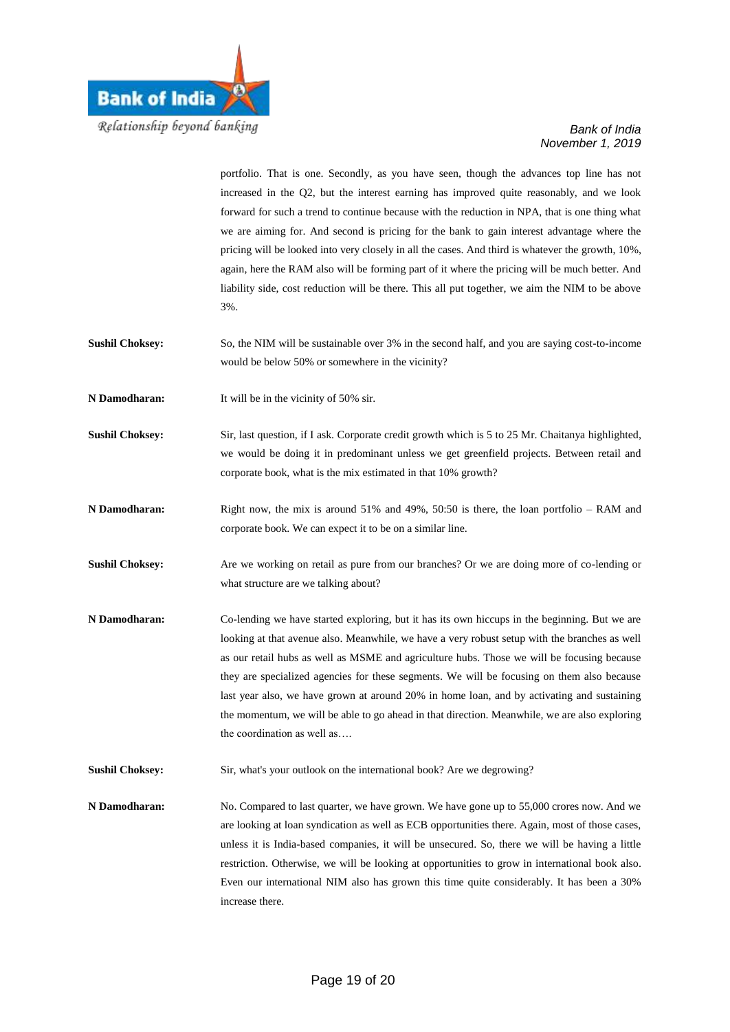portfolio. That is one. Secondly, as you have seen, though the advances top line has not increased in the Q2, but the interest earning has improved quite reasonably, and we look forward for such a trend to continue because with the reduction in NPA, that is one thing what we are aiming for. And second is pricing for the bank to gain interest advantage where the pricing will be looked into very closely in all the cases. And third is whatever the growth, 10%, again, here the RAM also will be forming part of it where the pricing will be much better. And liability side, cost reduction will be there. This all put together, we aim the NIM to be above 3%.

**Sushil Choksey:** So, the NIM will be sustainable over 3% in the second half, and you are saying cost-to-income would be below 50% or somewhere in the vicinity?

**N Damodharan:** It will be in the vicinity of 50% sir.

**Sushil Choksey:** Sir, last question, if I ask. Corporate credit growth which is 5 to 25 Mr. Chaitanya highlighted, we would be doing it in predominant unless we get greenfield projects. Between retail and corporate book, what is the mix estimated in that 10% growth?

**N Damodharan:** Right now, the mix is around 51% and 49%, 50:50 is there, the loan portfolio – RAM and corporate book. We can expect it to be on a similar line.

**Sushil Choksey:** Are we working on retail as pure from our branches? Or we are doing more of co-lending or what structure are we talking about?

**N Damodharan:** Co-lending we have started exploring, but it has its own hiccups in the beginning. But we are looking at that avenue also. Meanwhile, we have a very robust setup with the branches as well as our retail hubs as well as MSME and agriculture hubs. Those we will be focusing because they are specialized agencies for these segments. We will be focusing on them also because last year also, we have grown at around 20% in home loan, and by activating and sustaining the momentum, we will be able to go ahead in that direction. Meanwhile, we are also exploring the coordination as well as….

**Sushil Choksey:** Sir, what's your outlook on the international book? Are we degrowing?

**N Damodharan:** No. Compared to last quarter, we have grown. We have gone up to 55,000 crores now. And we are looking at loan syndication as well as ECB opportunities there. Again, most of those cases, unless it is India-based companies, it will be unsecured. So, there we will be having a little restriction. Otherwise, we will be looking at opportunities to grow in international book also. Even our international NIM also has grown this time quite considerably. It has been a 30% increase there.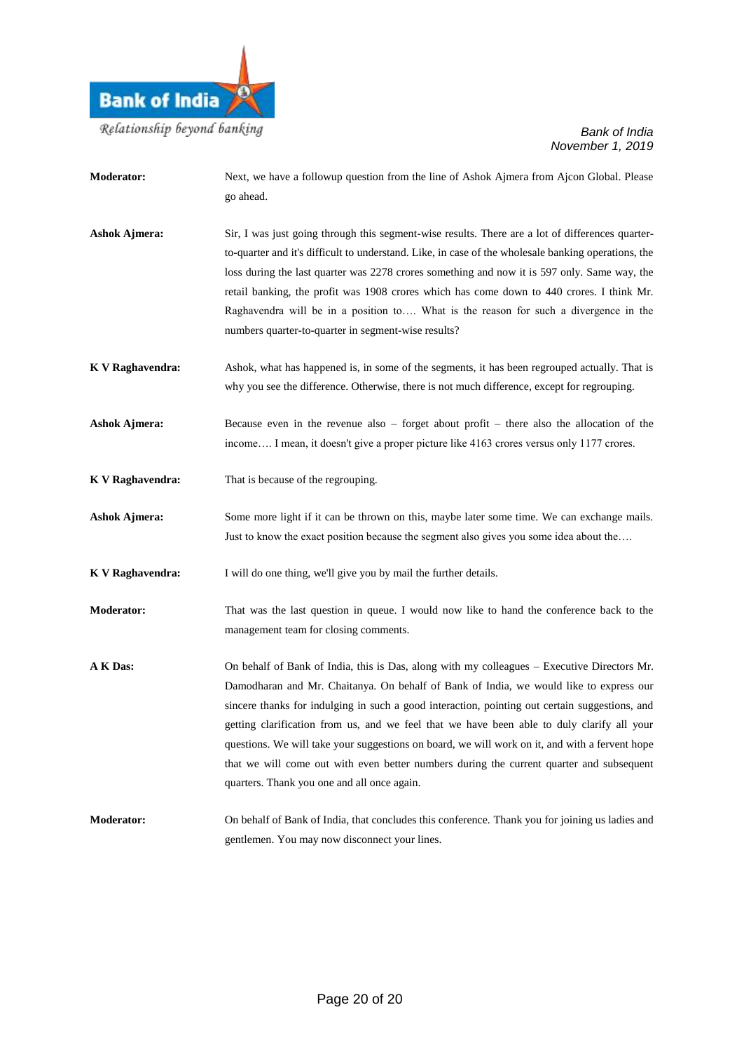**Moderator:** Next, we have a followup question from the line of Ashok Ajmera from Ajcon Global. Please go ahead.

**Ashok Ajmera:** Sir, I was just going through this segment-wise results. There are a lot of differences quarter-to-quarter and it's difficult to understand. Like, in case of the wholesale banking operations, the loss during the last quarter was 2278 crores something and now it is 597 only. Same way, the retail banking, the profit was 1908 crores which has come down to 440 crores. I think Mr. Raghavendra will be in a position to…. What is the reason for such a divergence in the numbers quarter-to-quarter in segment-wise results?

**K V Raghavendra:** Ashok, what has happened is, in some of the segments, it has been regrouped actually. That is why you see the difference. Otherwise, there is not much difference, except for regrouping.

**Ashok Ajmera:** Because even in the revenue also – forget about profit – there also the allocation of the income…. I mean, it doesn't give a proper picture like 4163 crores versus only 1177 crores.

**K V Raghavendra:** That is because of the regrouping.

**Ashok Ajmera:** Some more light if it can be thrown on this, maybe later some time. We can exchange mails. Just to know the exact position because the segment also gives you some idea about the….

**K V Raghavendra:** I will do one thing, we'll give you by mail the further details.

**Moderator:** That was the last question in queue. I would now like to hand the conference back to the management team for closing comments.

**A K Das:** On behalf of Bank of India, this is Das, along with my colleagues – Executive Directors Mr. Damodharan and Mr. Chaitanya. On behalf of Bank of India, we would like to express our sincere thanks for indulging in such a good interaction, pointing out certain suggestions, and getting clarification from us, and we feel that we have been able to duly clarify all your questions. We will take your suggestions on board, we will work on it, and with a fervent hope that we will come out with even better numbers during the current quarter and subsequent quarters. Thank you one and all once again.

**Moderator:** On behalf of Bank of India, that concludes this conference. Thank you for joining us ladies and gentlemen. You may now disconnect your lines.